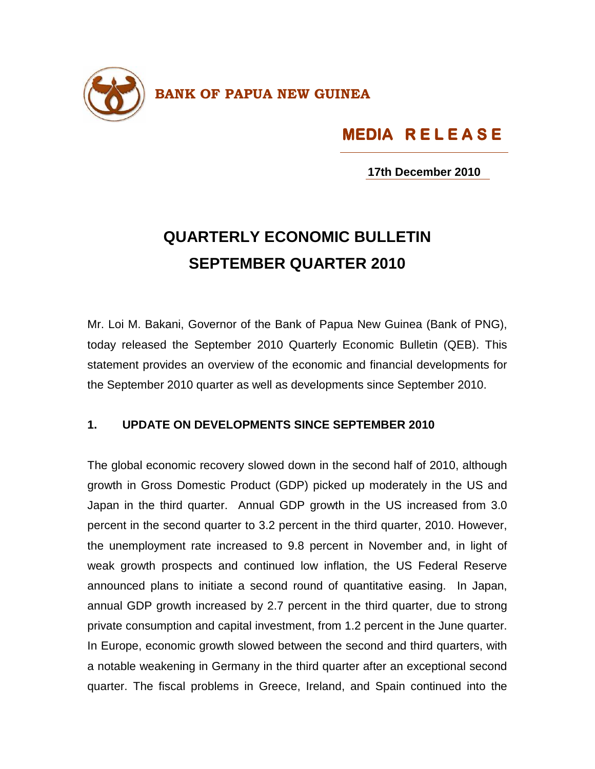**BANK OF PAPUA NEW GUINEA**

**MEDIA RELEASE**

**17th December 2010**

# QUARTERLY ECONOMIC BULLETIN SEPTEMBER QUARTER 2010

Mr. Loi M. Bakani, Governor of the Bank of Papua New Guinea (Bank of PNG), today released the September 2010 Quarterly Economic Bulletin (QEB). This statement provides an overview of the economic and financial developments for the September 2010 quarter as well as developments since September 2010.

## 1. UPDATE ON DEVELOPMENTS SINCE SEPTEMBER 2010

The global economic recovery slowed down in the second half of 2010, although growth in Gross Domestic Product (GDP) picked up moderately in the US and Japan in the third quarter. Annual GDP growth in the US increased from 3.0 percent in the second quarter to 3.2 percent in the third quarter, 2010. However, the unemployment rate increased to 9.8 percent in November and, in light of weak growth prospects and continued low inflation, the US Federal Reserve announced plans to initiate a second round of quantitative easing. In Japan, annual GDP growth increased by 2.7 percent in the third quarter, due to strong private consumption and capital investment, from 1.2 percent in the June quarter. In Europe, economic growth slowed between the second and third quarters, with a notable weakening in Germany in the third quarter after an exceptional second quarter. The fiscal problems in Greece, Ireland, and Spain continued into the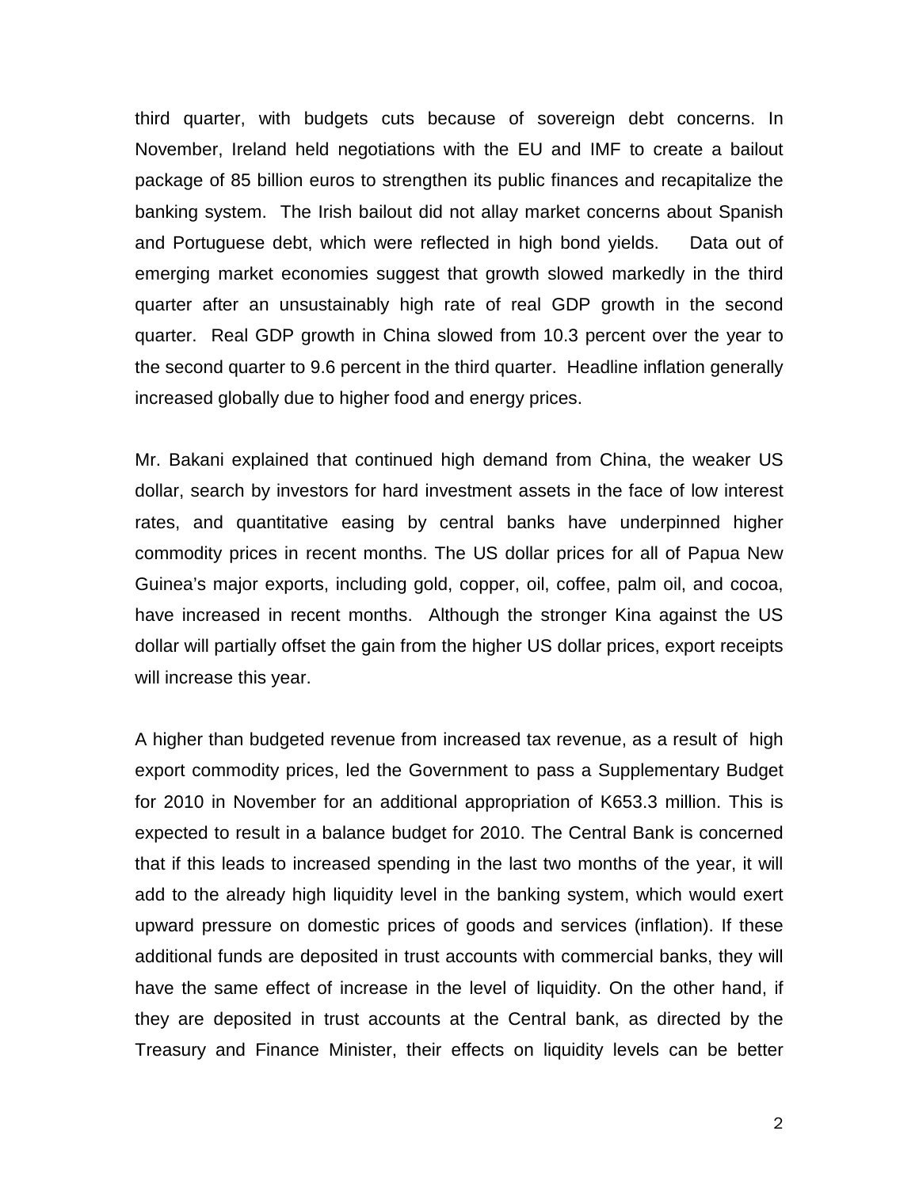third quarter, with budgets cuts because of sovereign debt concerns. In November, Ireland held negotiations with the EU and IMF to create a bailout package of 85 billion euros to strengthen its public finances and recapitalize the banking system. The Irish bailout did not allay market concerns about Spanish and Portuguese debt, which were reflected in high bond yields. Data out of emerging market economies suggest that growth slowed markedly in the third quarter after an unsustainably high rate of real GDP growth in the second quarter. Real GDP growth in China slowed from 10.3 percent over the year to the second quarter to 9.6 percent in the third quarter. Headline inflation generally increased globally due to higher food and energy prices.

Mr. Bakani explained that continued high demand from China, the weaker US dollar, search by investors for hard investment assets in the face of low interest rates, and quantitative easing by central banks have underpinned higher commodity prices in recent months. The US dollar prices for all of Papua New Guinea's major exports, including gold, copper, oil, coffee, palm oil, and cocoa, have increased in recent months. Although the stronger Kina against the US dollar will partially offset the gain from the higher US dollar prices, export receipts will increase this year.

A higher than budgeted revenue from increased tax revenue, as a result of high export commodity prices, led the Government to pass a Supplementary Budget for 2010 in November for an additional appropriation of K653.3 million. This is expected to result in a balance budget for 2010. The Central Bank is concerned that if this leads to increased spending in the last two months of the year, it will add to the already high liquidity level in the banking system, which would exert upward pressure on domestic prices of goods and services (inflation). If these additional funds are deposited in trust accounts with commercial banks, they will have the same effect of increase in the level of liquidity. On the other hand, if they are deposited in trust accounts at the Central bank, as directed by the Treasury and Finance Minister, their effects on liquidity levels can be better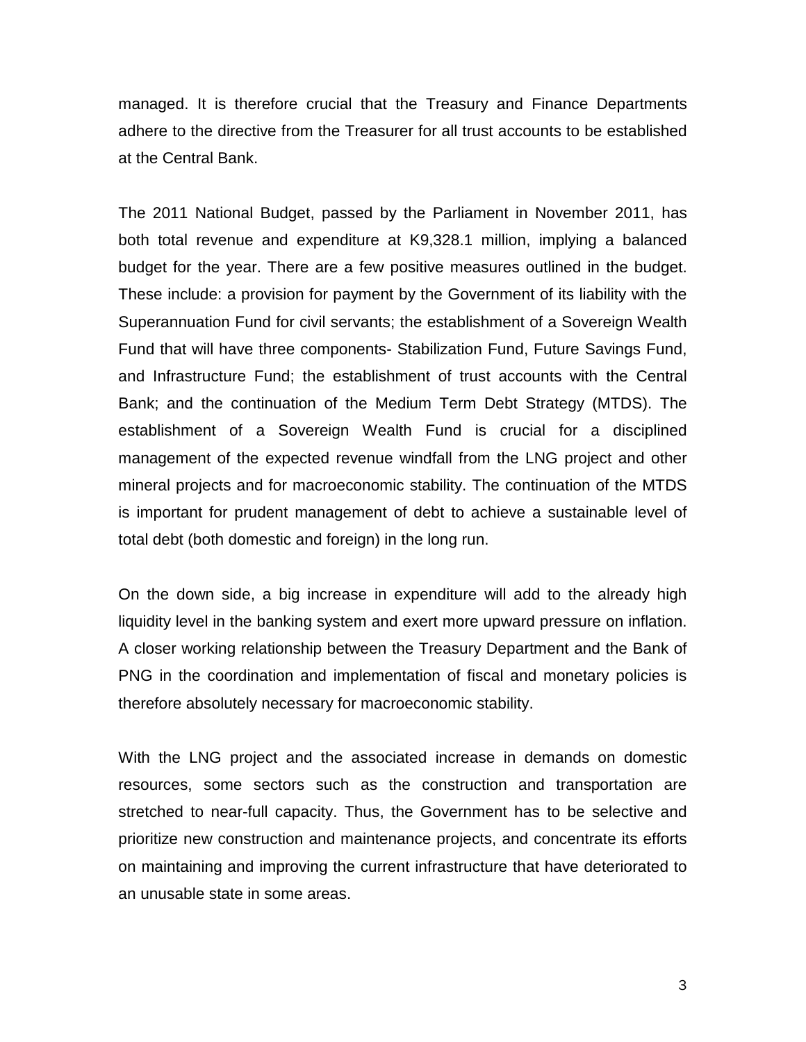managed. It is therefore crucial that the Treasury and Finance Departments adhere to the directive from the Treasurer for all trust accounts to be established at the Central Bank.

The 2011 National Budget, passed by the Parliament in November 2011, has both total revenue and expenditure at K9,328.1 million, implying a balanced budget for the year. There are a few positive measures outlined in the budget. These include: a provision for payment by the Government of its liability with the Superannuation Fund for civil servants; the establishment of a Sovereign Wealth Fund that will have three components- Stabilization Fund, Future Savings Fund, and Infrastructure Fund; the establishment of trust accounts with the Central Bank; and the continuation of the Medium Term Debt Strategy (MTDS). The establishment of a Sovereign Wealth Fund is crucial for a disciplined management of the expected revenue windfall from the LNG project and other mineral projects and for macroeconomic stability. The continuation of the MTDS is important for prudent management of debt to achieve a sustainable level of total debt (both domestic and foreign) in the long run.

On the down side, a big increase in expenditure will add to the already high liquidity level in the banking system and exert more upward pressure on inflation. A closer working relationship between the Treasury Department and the Bank of PNG in the coordination and implementation of fiscal and monetary policies is therefore absolutely necessary for macroeconomic stability.

With the LNG project and the associated increase in demands on domestic resources, some sectors such as the construction and transportation are stretched to near-full capacity. Thus, the Government has to be selective and prioritize new construction and maintenance projects, and concentrate its efforts on maintaining and improving the current infrastructure that have deteriorated to an unusable state in some areas.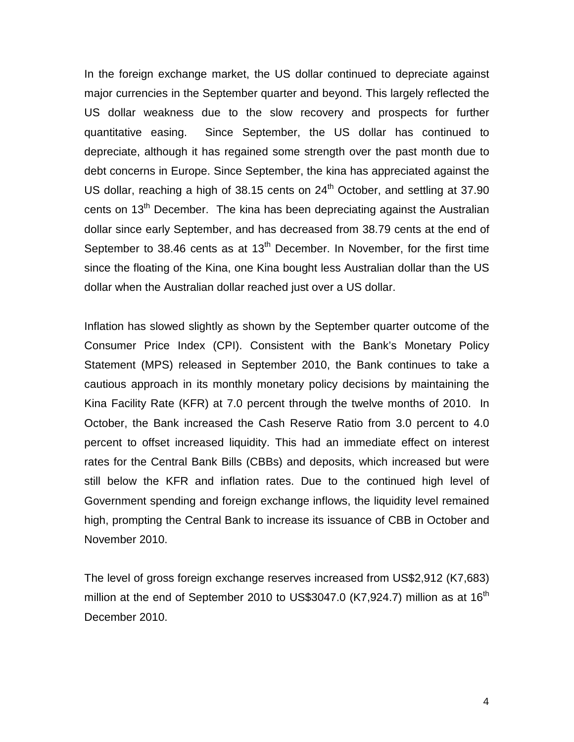In the foreign exchange market, the US dollar continued to depreciate against major currencies in the September quarter and beyond. This largely reflected the US dollar weakness due to the slow recovery and prospects for further quantitative easing. Since September, the US dollar has continued to depreciate, although it has regained some strength over the past month due to debt concerns in Europe. Since September, the kina has appreciated against the US dollar, reaching a high of 38.15 cents on 24th October, and settling at 37.90 cents on 13th December. The kina has been depreciating against the Australian dollar since early September, and has decreased from 38.79 cents at the end of September to 38.46 cents as at 13th December. In November, for the first time since the floating of the Kina, one Kina bought less Australian dollar than the US dollar when the Australian dollar reached just over a US dollar.

Inflation has slowed slightly as shown by the September quarter outcome of the Consumer Price Index (CPI). Consistent with the Bank's Monetary Policy Statement (MPS) released in September 2010, the Bank continues to take a cautious approach in its monthly monetary policy decisions by maintaining the Kina Facility Rate (KFR) at 7.0 percent through the twelve months of 2010. In October, the Bank increased the Cash Reserve Ratio from 3.0 percent to 4.0 percent to offset increased liquidity. This had an immediate effect on interest rates for the Central Bank Bills (CBBs) and deposits, which increased but were still below the KFR and inflation rates. Due to the continued high level of Government spending and foreign exchange inflows, the liquidity level remained high, prompting the Central Bank to increase its issuance of CBB in October and November 2010.

The level of gross foreign exchange reserves increased from US$2,912 (K7,683) million at the end of September 2010 to US$3047.0 (K7,924.7) million as at 16th December 2010.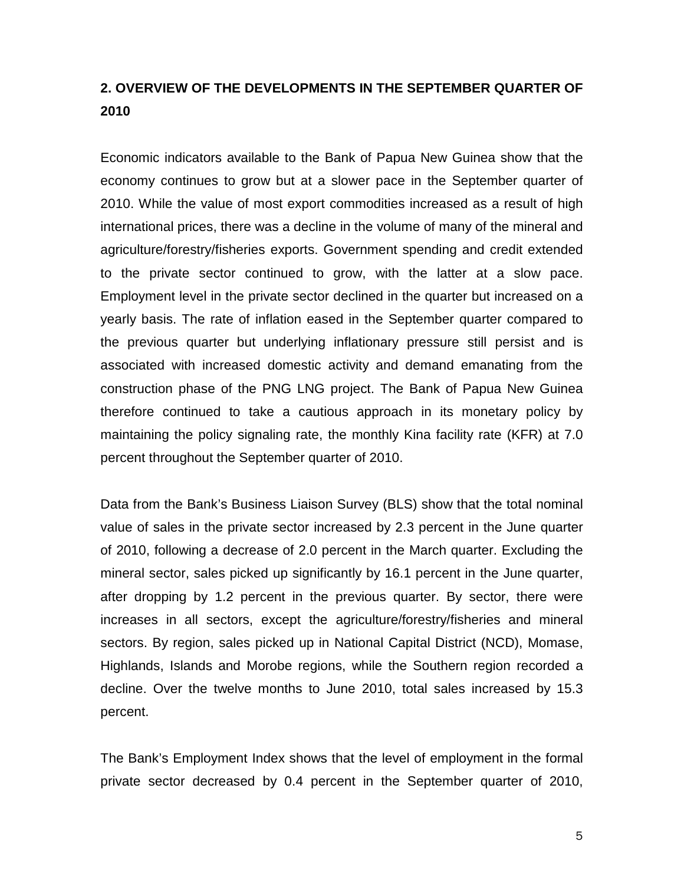## 2. OVERVIEW OF THE DEVELOPMENTS IN THE SEPTEMBER QUARTER OF 2010

Economic indicators available to the Bank of Papua New Guinea show that the economy continues to grow but at a slower pace in the September quarter of 2010. While the value of most export commodities increased as a result of high international prices, there was a decline in the volume of many of the mineral and agriculture/forestry/fisheries exports. Government spending and credit extended to the private sector continued to grow, with the latter at a slow pace. Employment level in the private sector declined in the quarter but increased on a yearly basis. The rate of inflation eased in the September quarter compared to the previous quarter but underlying inflationary pressure still persist and is associated with increased domestic activity and demand emanating from the construction phase of the PNG LNG project. The Bank of Papua New Guinea therefore continued to take a cautious approach in its monetary policy by maintaining the policy signaling rate, the monthly Kina facility rate (KFR) at 7.0 percent throughout the September quarter of 2010.

Data from the Bank's Business Liaison Survey (BLS) show that the total nominal value of sales in the private sector increased by 2.3 percent in the June quarter of 2010, following a decrease of 2.0 percent in the March quarter. Excluding the mineral sector, sales picked up significantly by 16.1 percent in the June quarter, after dropping by 1.2 percent in the previous quarter. By sector, there were increases in all sectors, except the agriculture/forestry/fisheries and mineral sectors. By region, sales picked up in National Capital District (NCD), Momase, Highlands, Islands and Morobe regions, while the Southern region recorded a decline. Over the twelve months to June 2010, total sales increased by 15.3 percent.

The Bank's Employment Index shows that the level of employment in the formal private sector decreased by 0.4 percent in the September quarter of 2010,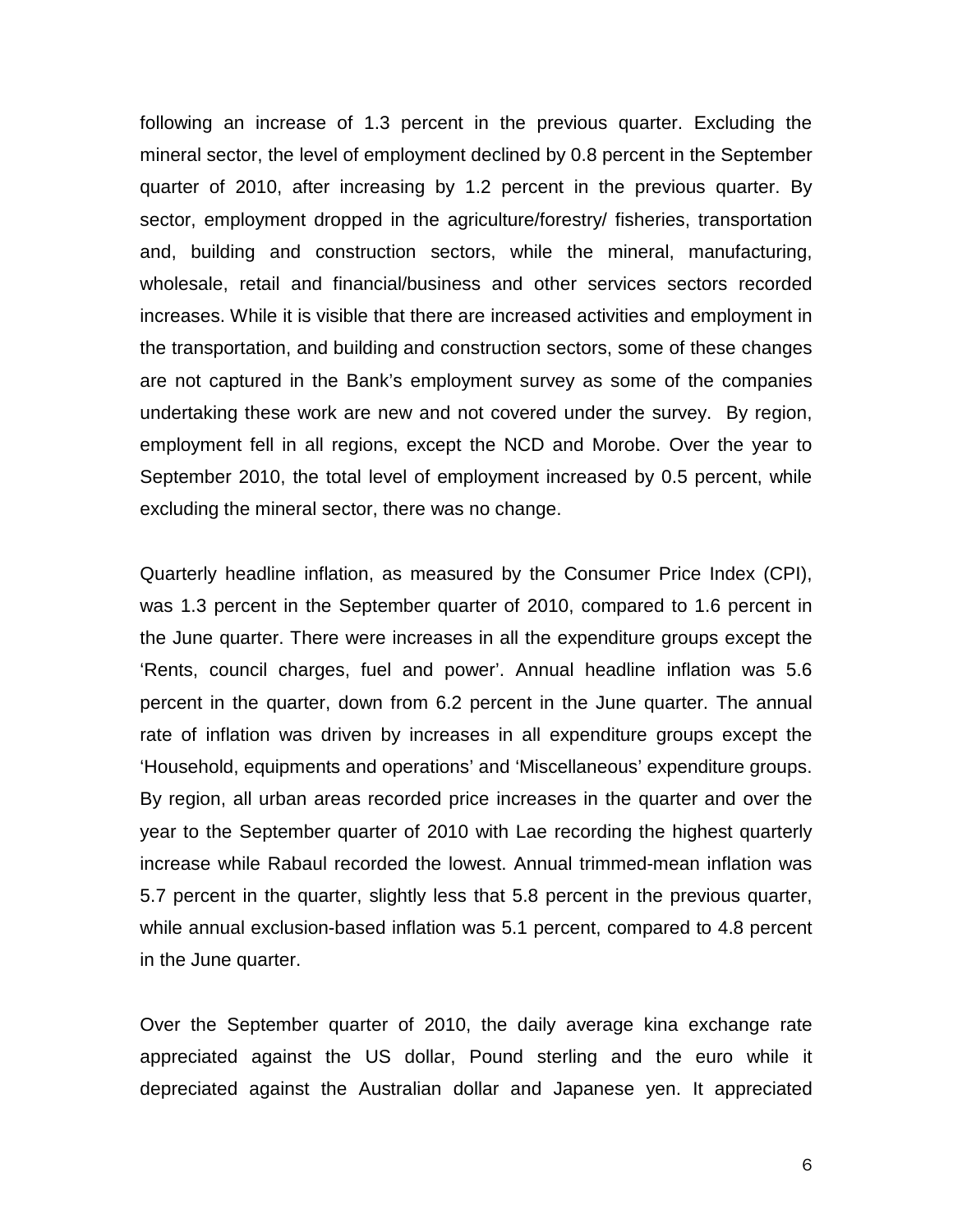following an increase of 1.3 percent in the previous quarter. Excluding the mineral sector, the level of employment declined by 0.8 percent in the September quarter of 2010, after increasing by 1.2 percent in the previous quarter. By sector, employment dropped in the agriculture/forestry/ fisheries, transportation and, building and construction sectors, while the mineral, manufacturing, wholesale, retail and financial/business and other services sectors recorded increases. While it is visible that there are increased activities and employment in the transportation, and building and construction sectors, some of these changes are not captured in the Bank's employment survey as some of the companies undertaking these work are new and not covered under the survey. By region, employment fell in all regions, except the NCD and Morobe. Over the year to September 2010, the total level of employment increased by 0.5 percent, while excluding the mineral sector, there was no change.

Quarterly headline inflation, as measured by the Consumer Price Index (CPI), was 1.3 percent in the September quarter of 2010, compared to 1.6 percent in the June quarter. There were increases in all the expenditure groups except the 'Rents, council charges, fuel and power'. Annual headline inflation was 5.6 percent in the quarter, down from 6.2 percent in the June quarter. The annual rate of inflation was driven by increases in all expenditure groups except the 'Household, equipments and operations' and 'Miscellaneous' expenditure groups. By region, all urban areas recorded price increases in the quarter and over the year to the September quarter of 2010 with Lae recording the highest quarterly increase while Rabaul recorded the lowest. Annual trimmed-mean inflation was 5.7 percent in the quarter, slightly less that 5.8 percent in the previous quarter, while annual exclusion-based inflation was 5.1 percent, compared to 4.8 percent in the June quarter.

Over the September quarter of 2010, the daily average kina exchange rate appreciated against the US dollar, Pound sterling and the euro while it depreciated against the Australian dollar and Japanese yen. It appreciated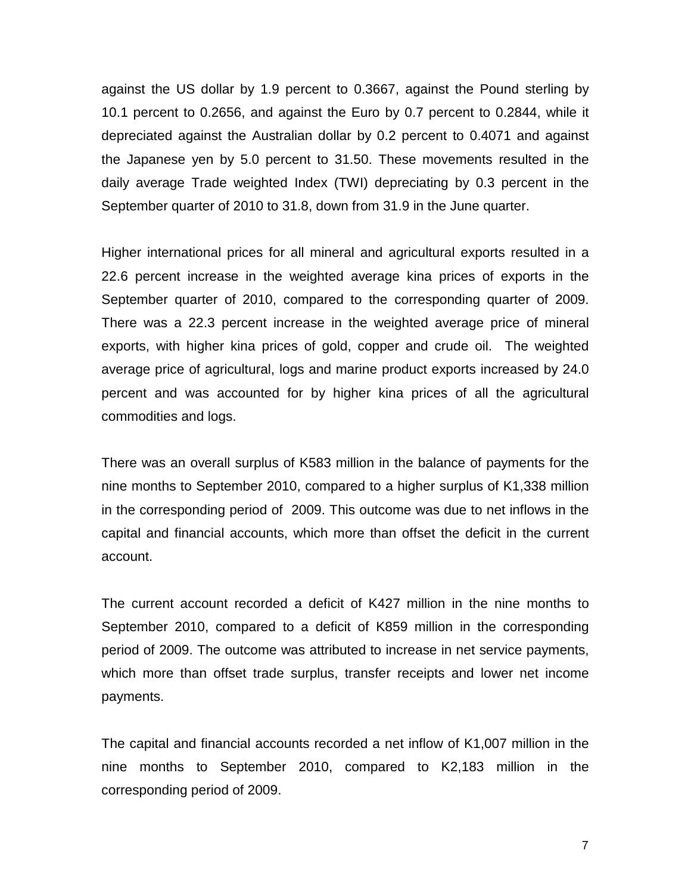against the US dollar by 1.9 percent to 0.3667, against the Pound sterling by 10.1 percent to 0.2656, and against the Euro by 0.7 percent to 0.2844, while it depreciated against the Australian dollar by 0.2 percent to 0.4071 and against the Japanese yen by 5.0 percent to 31.50. These movements resulted in the daily average Trade weighted Index (TWI) depreciating by 0.3 percent in the September quarter of 2010 to 31.8, down from 31.9 in the June quarter.

Higher international prices for all mineral and agricultural exports resulted in a 22.6 percent increase in the weighted average kina prices of exports in the September quarter of 2010, compared to the corresponding quarter of 2009. There was a 22.3 percent increase in the weighted average price of mineral exports, with higher kina prices of gold, copper and crude oil. The weighted average price of agricultural, logs and marine product exports increased by 24.0 percent and was accounted for by higher kina prices of all the agricultural commodities and logs.

There was an overall surplus of K583 million in the balance of payments for the nine months to September 2010, compared to a higher surplus of K1,338 million in the corresponding period of 2009. This outcome was due to net inflows in the capital and financial accounts, which more than offset the deficit in the current account.

The current account recorded a deficit of K427 million in the nine months to September 2010, compared to a deficit of K859 million in the corresponding period of 2009. The outcome was attributed to increase in net service payments, which more than offset trade surplus, transfer receipts and lower net income payments.

The capital and financial accounts recorded a net inflow of K1,007 million in the nine months to September 2010, compared to K2,183 million in the corresponding period of 2009.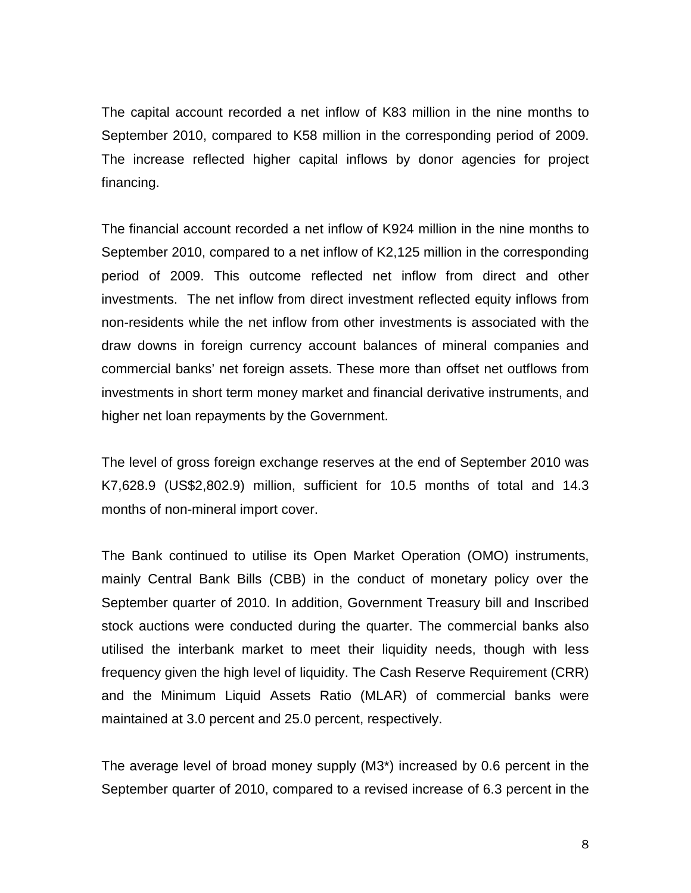The capital account recorded a net inflow of K83 million in the nine months to September 2010, compared to K58 million in the corresponding period of 2009. The increase reflected higher capital inflows by donor agencies for project financing.

The financial account recorded a net inflow of K924 million in the nine months to September 2010, compared to a net inflow of K2,125 million in the corresponding period of 2009. This outcome reflected net inflow from direct and other investments. The net inflow from direct investment reflected equity inflows from non-residents while the net inflow from other investments is associated with the draw downs in foreign currency account balances of mineral companies and commercial banks' net foreign assets. These more than offset net outflows from investments in short term money market and financial derivative instruments, and higher net loan repayments by the Government.

The level of gross foreign exchange reserves at the end of September 2010 was K7,628.9 (US$2,802.9) million, sufficient for 10.5 months of total and 14.3 months of non-mineral import cover.

The Bank continued to utilise its Open Market Operation (OMO) instruments, mainly Central Bank Bills (CBB) in the conduct of monetary policy over the September quarter of 2010. In addition, Government Treasury bill and Inscribed stock auctions were conducted during the quarter. The commercial banks also utilised the interbank market to meet their liquidity needs, though with less frequency given the high level of liquidity. The Cash Reserve Requirement (CRR) and the Minimum Liquid Assets Ratio (MLAR) of commercial banks were maintained at 3.0 percent and 25.0 percent, respectively.

The average level of broad money supply (M3*) increased by 0.6 percent in the September quarter of 2010, compared to a revised increase of 6.3 percent in the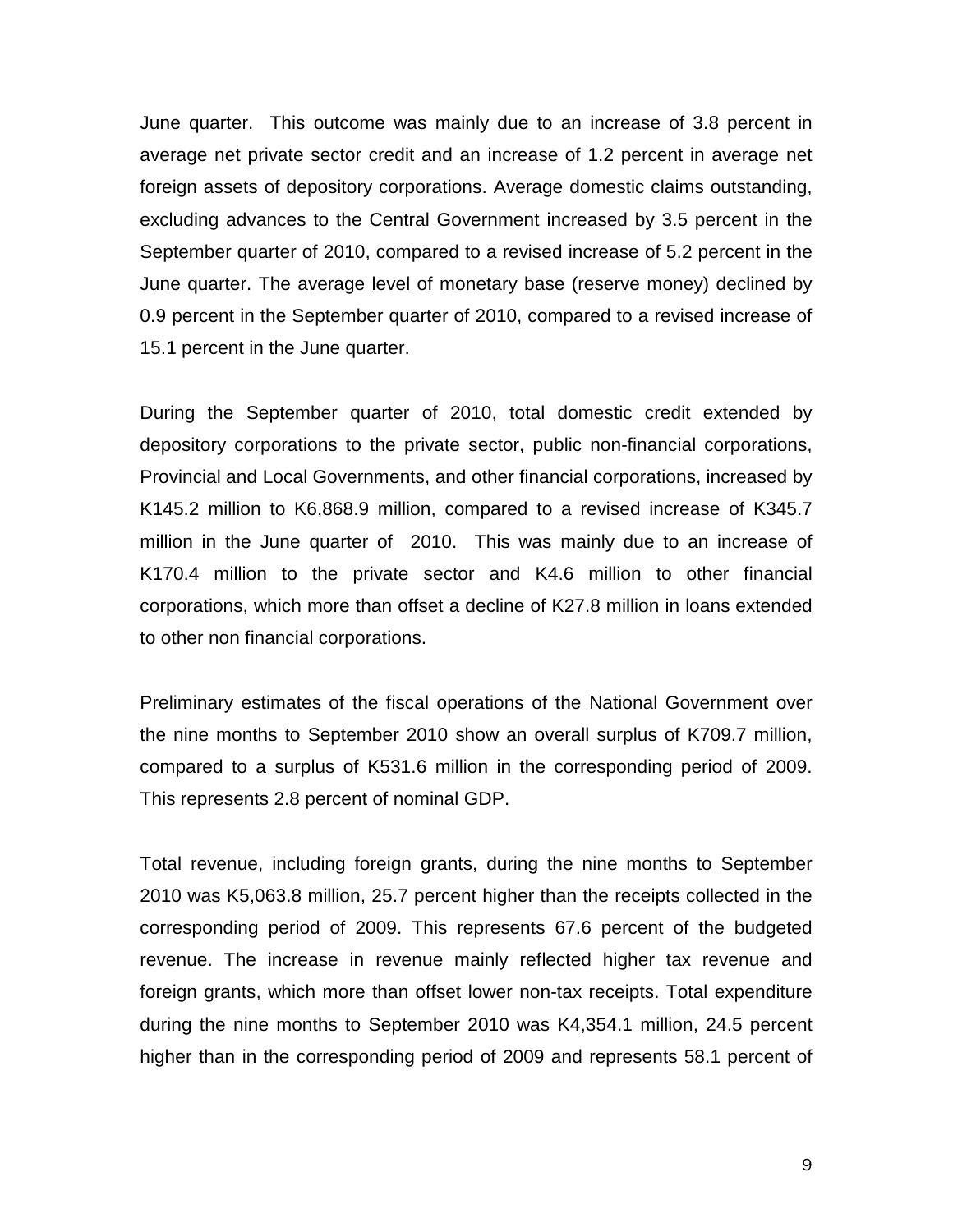June quarter. This outcome was mainly due to an increase of 3.8 percent in average net private sector credit and an increase of 1.2 percent in average net foreign assets of depository corporations. Average domestic claims outstanding, excluding advances to the Central Government increased by 3.5 percent in the September quarter of 2010, compared to a revised increase of 5.2 percent in the June quarter. The average level of monetary base (reserve money) declined by 0.9 percent in the September quarter of 2010, compared to a revised increase of 15.1 percent in the June quarter.

During the September quarter of 2010, total domestic credit extended by depository corporations to the private sector, public non-financial corporations, Provincial and Local Governments, and other financial corporations, increased by K145.2 million to K6,868.9 million, compared to a revised increase of K345.7 million in the June quarter of 2010. This was mainly due to an increase of K170.4 million to the private sector and K4.6 million to other financial corporations, which more than offset a decline of K27.8 million in loans extended to other non financial corporations.

Preliminary estimates of the fiscal operations of the National Government over the nine months to September 2010 show an overall surplus of K709.7 million, compared to a surplus of K531.6 million in the corresponding period of 2009. This represents 2.8 percent of nominal GDP.

Total revenue, including foreign grants, during the nine months to September 2010 was K5,063.8 million, 25.7 percent higher than the receipts collected in the corresponding period of 2009. This represents 67.6 percent of the budgeted revenue. The increase in revenue mainly reflected higher tax revenue and foreign grants, which more than offset lower non-tax receipts. Total expenditure during the nine months to September 2010 was K4,354.1 million, 24.5 percent higher than in the corresponding period of 2009 and represents 58.1 percent of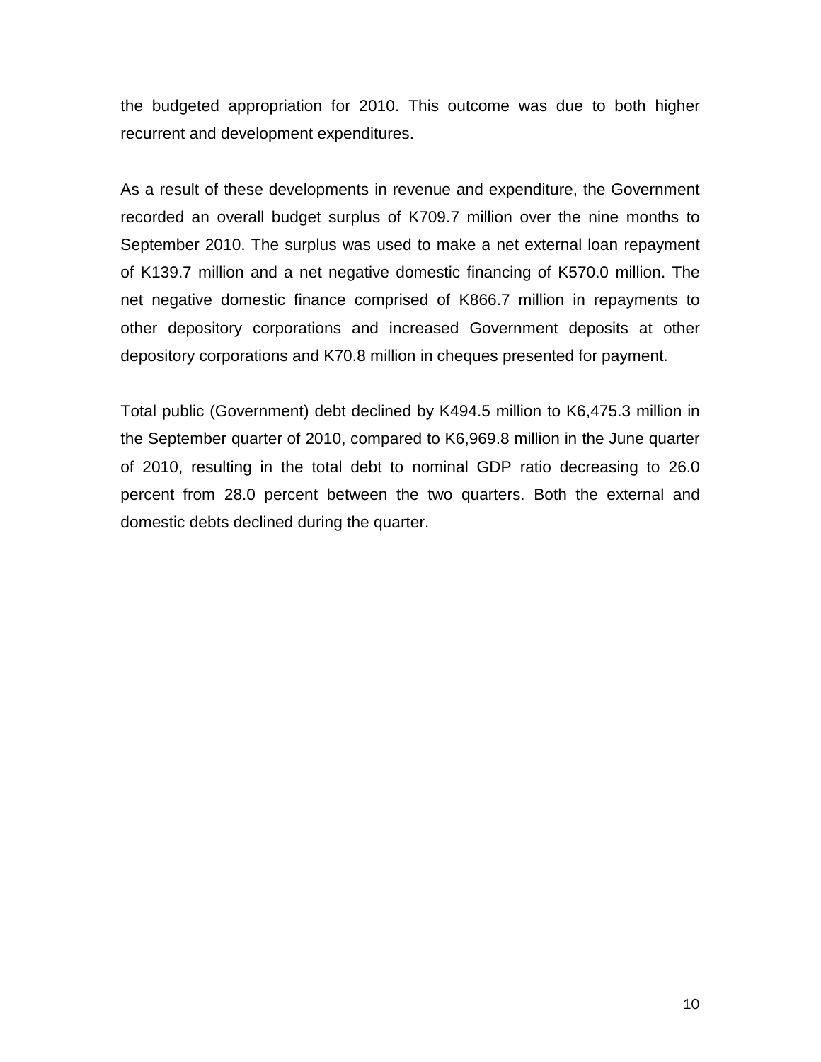the budgeted appropriation for 2010. This outcome was due to both higher recurrent and development expenditures.

As a result of these developments in revenue and expenditure, the Government recorded an overall budget surplus of K709.7 million over the nine months to September 2010. The surplus was used to make a net external loan repayment of K139.7 million and a net negative domestic financing of K570.0 million. The net negative domestic finance comprised of K866.7 million in repayments to other depository corporations and increased Government deposits at other depository corporations and K70.8 million in cheques presented for payment.

Total public (Government) debt declined by K494.5 million to K6,475.3 million in the September quarter of 2010, compared to K6,969.8 million in the June quarter of 2010, resulting in the total debt to nominal GDP ratio decreasing to 26.0 percent from 28.0 percent between the two quarters. Both the external and domestic debts declined during the quarter.